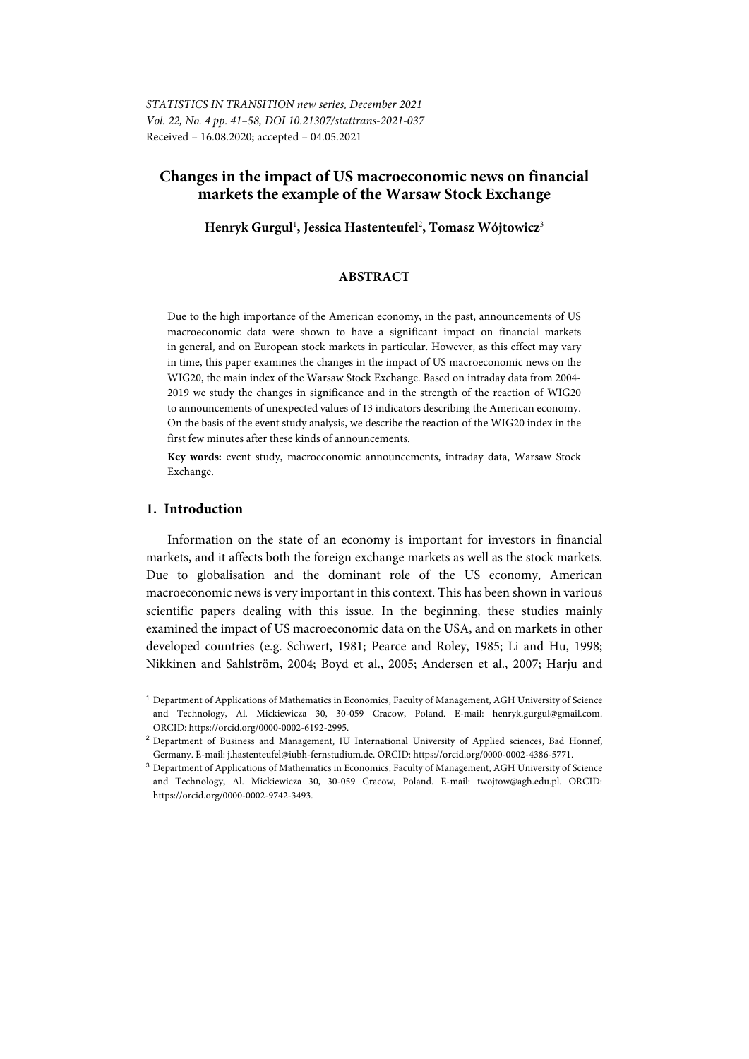*STATISTICS IN TRANSITION new series, December 2021*
*Vol. 22, No. 4 pp. 41–58, DOI 10.21307/stattrans-2021-037*
Received – 16.08.2020; accepted – 04.05.2021

# Changes in the impact of US macroeconomic news on financial markets the example of the Warsaw Stock Exchange

**Henryk Gurgul**[1]**, Jessica Hastenteufel**[2]**, Tomasz Wójtowicz**[3]

## ABSTRACT

Due to the high importance of the American economy, in the past, announcements of US macroeconomic data were shown to have a significant impact on financial markets in general, and on European stock markets in particular. However, as this effect may vary in time, this paper examines the changes in the impact of US macroeconomic news on the WIG20, the main index of the Warsaw Stock Exchange. Based on intraday data from 2004-2019 we study the changes in significance and in the strength of the reaction of WIG20 to announcements of unexpected values of 13 indicators describing the American economy. On the basis of the event study analysis, we describe the reaction of the WIG20 index in the first few minutes after these kinds of announcements.

**Key words:** event study, macroeconomic announcements, intraday data, Warsaw Stock Exchange.

## 1. Introduction

Information on the state of an economy is important for investors in financial markets, and it affects both the foreign exchange markets as well as the stock markets. Due to globalisation and the dominant role of the US economy, American macroeconomic news is very important in this context. This has been shown in various scientific papers dealing with this issue. In the beginning, these studies mainly examined the impact of US macroeconomic data on the USA, and on markets in other developed countries (e.g. Schwert, 1981; Pearce and Roley, 1985; Li and Hu, 1998; Nikkinen and Sahlström, 2004; Boyd et al., 2005; Andersen et al., 2007; Harju and

---

[1] Department of Applications of Mathematics in Economics, Faculty of Management, AGH University of Science and Technology, Al. Mickiewicza 30, 30-059 Cracow, Poland. E-mail: henryk.gurgul@gmail.com. ORCID: https://orcid.org/0000-0002-6192-2995.

[2] Department of Business and Management, IU International University of Applied sciences, Bad Honnef, Germany. E-mail: j.hastenteufel@iubh-fernstudium.de. ORCID: https://orcid.org/0000-0002-4386-5771.

[3] Department of Applications of Mathematics in Economics, Faculty of Management, AGH University of Science and Technology, Al. Mickiewicza 30, 30-059 Cracow, Poland. E-mail: twojtow@agh.edu.pl. ORCID: https://orcid.org/0000-0002-9742-3493.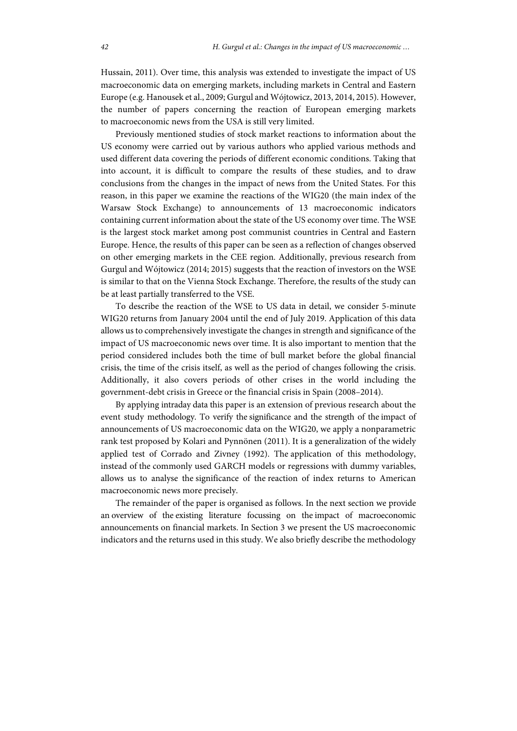Hussain, 2011). Over time, this analysis was extended to investigate the impact of US macroeconomic data on emerging markets, including markets in Central and Eastern Europe (e.g. Hanousek et al., 2009; Gurgul and Wójtowicz, 2013, 2014, 2015). However, the number of papers concerning the reaction of European emerging markets to macroeconomic news from the USA is still very limited.

Previously mentioned studies of stock market reactions to information about the US economy were carried out by various authors who applied various methods and used different data covering the periods of different economic conditions. Taking that into account, it is difficult to compare the results of these studies, and to draw conclusions from the changes in the impact of news from the United States. For this reason, in this paper we examine the reactions of the WIG20 (the main index of the Warsaw Stock Exchange) to announcements of 13 macroeconomic indicators containing current information about the state of the US economy over time. The WSE is the largest stock market among post communist countries in Central and Eastern Europe. Hence, the results of this paper can be seen as a reflection of changes observed on other emerging markets in the CEE region. Additionally, previous research from Gurgul and Wójtowicz (2014; 2015) suggests that the reaction of investors on the WSE is similar to that on the Vienna Stock Exchange. Therefore, the results of the study can be at least partially transferred to the VSE.

To describe the reaction of the WSE to US data in detail, we consider 5-minute WIG20 returns from January 2004 until the end of July 2019. Application of this data allows us to comprehensively investigate the changes in strength and significance of the impact of US macroeconomic news over time. It is also important to mention that the period considered includes both the time of bull market before the global financial crisis, the time of the crisis itself, as well as the period of changes following the crisis. Additionally, it also covers periods of other crises in the world including the government-debt crisis in Greece or the financial crisis in Spain (2008–2014).

By applying intraday data this paper is an extension of previous research about the event study methodology. To verify the significance and the strength of the impact of announcements of US macroeconomic data on the WIG20, we apply a nonparametric rank test proposed by Kolari and Pynnönen (2011). It is a generalization of the widely applied test of Corrado and Zivney (1992). The application of this methodology, instead of the commonly used GARCH models or regressions with dummy variables, allows us to analyse the significance of the reaction of index returns to American macroeconomic news more precisely.

The remainder of the paper is organised as follows. In the next section we provide an overview of the existing literature focussing on the impact of macroeconomic announcements on financial markets. In Section 3 we present the US macroeconomic indicators and the returns used in this study. We also briefly describe the methodology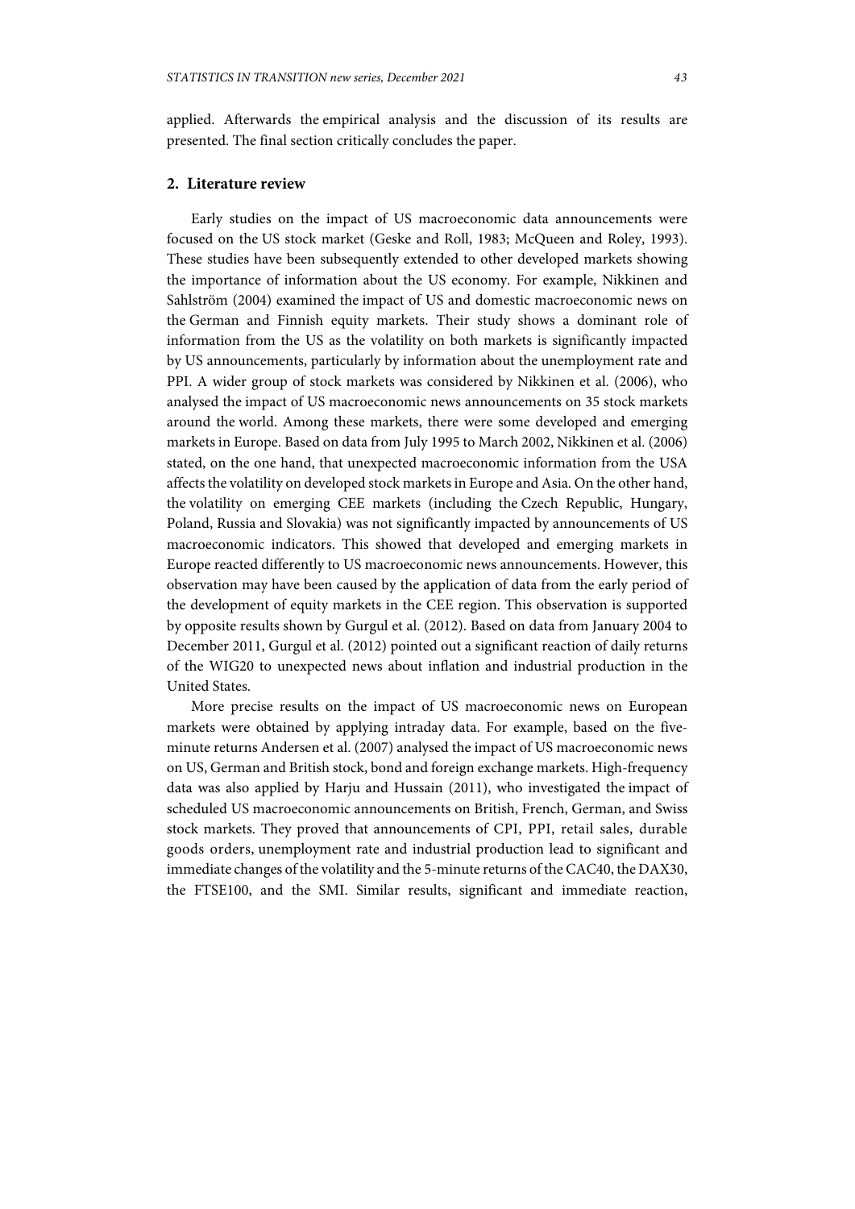applied. Afterwards the empirical analysis and the discussion of its results are presented. The final section critically concludes the paper.

## 2. Literature review

Early studies on the impact of US macroeconomic data announcements were focused on the US stock market (Geske and Roll, 1983; McQueen and Roley, 1993). These studies have been subsequently extended to other developed markets showing the importance of information about the US economy. For example, Nikkinen and Sahlström (2004) examined the impact of US and domestic macroeconomic news on the German and Finnish equity markets. Their study shows a dominant role of information from the US as the volatility on both markets is significantly impacted by US announcements, particularly by information about the unemployment rate and PPI. A wider group of stock markets was considered by Nikkinen et al. (2006), who analysed the impact of US macroeconomic news announcements on 35 stock markets around the world. Among these markets, there were some developed and emerging markets in Europe. Based on data from July 1995 to March 2002, Nikkinen et al. (2006) stated, on the one hand, that unexpected macroeconomic information from the USA affects the volatility on developed stock markets in Europe and Asia. On the other hand, the volatility on emerging CEE markets (including the Czech Republic, Hungary, Poland, Russia and Slovakia) was not significantly impacted by announcements of US macroeconomic indicators. This showed that developed and emerging markets in Europe reacted differently to US macroeconomic news announcements. However, this observation may have been caused by the application of data from the early period of the development of equity markets in the CEE region. This observation is supported by opposite results shown by Gurgul et al. (2012). Based on data from January 2004 to December 2011, Gurgul et al. (2012) pointed out a significant reaction of daily returns of the WIG20 to unexpected news about inflation and industrial production in the United States.

More precise results on the impact of US macroeconomic news on European markets were obtained by applying intraday data. For example, based on the five-minute returns Andersen et al. (2007) analysed the impact of US macroeconomic news on US, German and British stock, bond and foreign exchange markets. High-frequency data was also applied by Harju and Hussain (2011), who investigated the impact of scheduled US macroeconomic announcements on British, French, German, and Swiss stock markets. They proved that announcements of CPI, PPI, retail sales, durable goods orders, unemployment rate and industrial production lead to significant and immediate changes of the volatility and the 5-minute returns of the CAC40, the DAX30, the FTSE100, and the SMI. Similar results, significant and immediate reaction,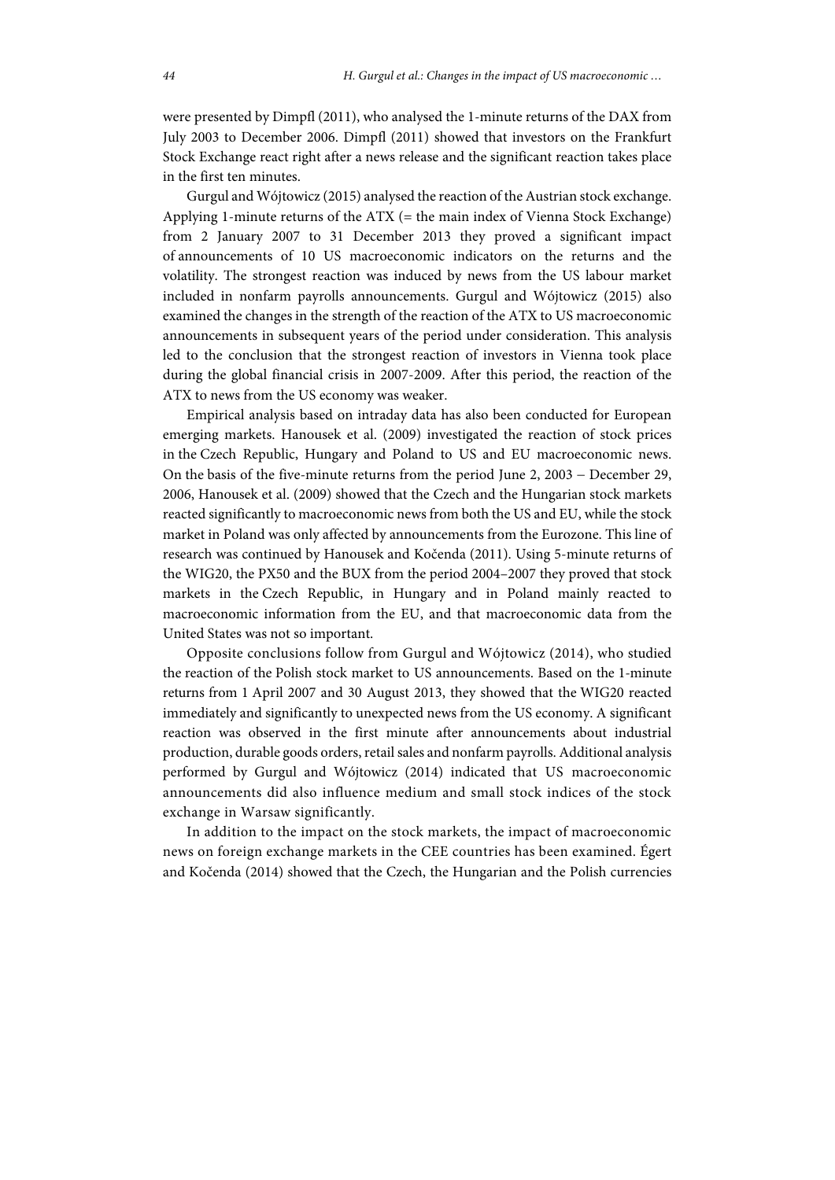were presented by Dimpfl (2011), who analysed the 1-minute returns of the DAX from July 2003 to December 2006. Dimpfl (2011) showed that investors on the Frankfurt Stock Exchange react right after a news release and the significant reaction takes place in the first ten minutes.

Gurgul and Wójtowicz (2015) analysed the reaction of the Austrian stock exchange. Applying 1-minute returns of the ATX (= the main index of Vienna Stock Exchange) from 2 January 2007 to 31 December 2013 they proved a significant impact of announcements of 10 US macroeconomic indicators on the returns and the volatility. The strongest reaction was induced by news from the US labour market included in nonfarm payrolls announcements. Gurgul and Wójtowicz (2015) also examined the changes in the strength of the reaction of the ATX to US macroeconomic announcements in subsequent years of the period under consideration. This analysis led to the conclusion that the strongest reaction of investors in Vienna took place during the global financial crisis in 2007-2009. After this period, the reaction of the ATX to news from the US economy was weaker.

Empirical analysis based on intraday data has also been conducted for European emerging markets. Hanousek et al. (2009) investigated the reaction of stock prices in the Czech Republic, Hungary and Poland to US and EU macroeconomic news. On the basis of the five-minute returns from the period June 2, 2003 – December 29, 2006, Hanousek et al. (2009) showed that the Czech and the Hungarian stock markets reacted significantly to macroeconomic news from both the US and EU, while the stock market in Poland was only affected by announcements from the Eurozone. This line of research was continued by Hanousek and Kočenda (2011). Using 5-minute returns of the WIG20, the PX50 and the BUX from the period 2004–2007 they proved that stock markets in the Czech Republic, in Hungary and in Poland mainly reacted to macroeconomic information from the EU, and that macroeconomic data from the United States was not so important.

Opposite conclusions follow from Gurgul and Wójtowicz (2014), who studied the reaction of the Polish stock market to US announcements. Based on the 1-minute returns from 1 April 2007 and 30 August 2013, they showed that the WIG20 reacted immediately and significantly to unexpected news from the US economy. A significant reaction was observed in the first minute after announcements about industrial production, durable goods orders, retail sales and nonfarm payrolls. Additional analysis performed by Gurgul and Wójtowicz (2014) indicated that US macroeconomic announcements did also influence medium and small stock indices of the stock exchange in Warsaw significantly.

In addition to the impact on the stock markets, the impact of macroeconomic news on foreign exchange markets in the CEE countries has been examined. Égert and Kočenda (2014) showed that the Czech, the Hungarian and the Polish currencies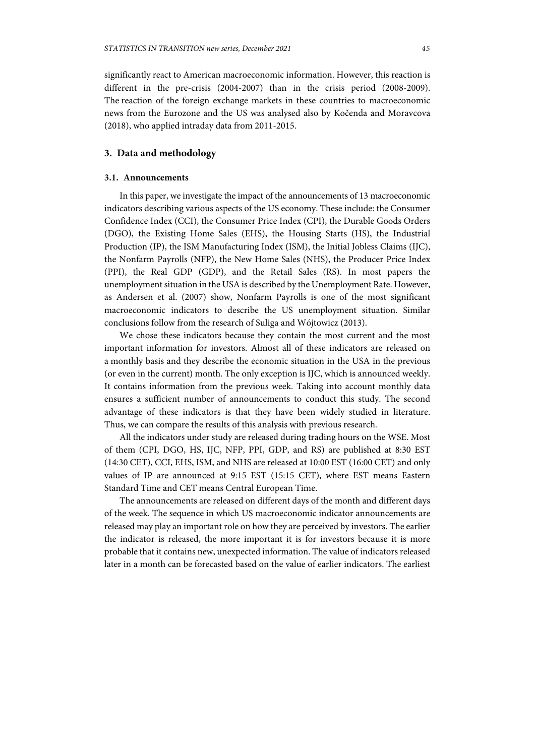significantly react to American macroeconomic information. However, this reaction is different in the pre-crisis (2004-2007) than in the crisis period (2008-2009). The reaction of the foreign exchange markets in these countries to macroeconomic news from the Eurozone and the US was analysed also by Kočenda and Moravcova (2018), who applied intraday data from 2011-2015.

## 3. Data and methodology

### 3.1. Announcements

In this paper, we investigate the impact of the announcements of 13 macroeconomic indicators describing various aspects of the US economy. These include: the Consumer Confidence Index (CCI), the Consumer Price Index (CPI), the Durable Goods Orders (DGO), the Existing Home Sales (EHS), the Housing Starts (HS), the Industrial Production (IP), the ISM Manufacturing Index (ISM), the Initial Jobless Claims (IJC), the Nonfarm Payrolls (NFP), the New Home Sales (NHS), the Producer Price Index (PPI), the Real GDP (GDP), and the Retail Sales (RS). In most papers the unemployment situation in the USA is described by the Unemployment Rate. However, as Andersen et al. (2007) show, Nonfarm Payrolls is one of the most significant macroeconomic indicators to describe the US unemployment situation. Similar conclusions follow from the research of Suliga and Wójtowicz (2013).

We chose these indicators because they contain the most current and the most important information for investors. Almost all of these indicators are released on a monthly basis and they describe the economic situation in the USA in the previous (or even in the current) month. The only exception is IJC, which is announced weekly. It contains information from the previous week. Taking into account monthly data ensures a sufficient number of announcements to conduct this study. The second advantage of these indicators is that they have been widely studied in literature. Thus, we can compare the results of this analysis with previous research.

All the indicators under study are released during trading hours on the WSE. Most of them (CPI, DGO, HS, IJC, NFP, PPI, GDP, and RS) are published at 8:30 EST (14:30 CET), CCI, EHS, ISM, and NHS are released at 10:00 EST (16:00 CET) and only values of IP are announced at 9:15 EST (15:15 CET), where EST means Eastern Standard Time and CET means Central European Time.

The announcements are released on different days of the month and different days of the week. The sequence in which US macroeconomic indicator announcements are released may play an important role on how they are perceived by investors. The earlier the indicator is released, the more important it is for investors because it is more probable that it contains new, unexpected information. The value of indicators released later in a month can be forecasted based on the value of earlier indicators. The earliest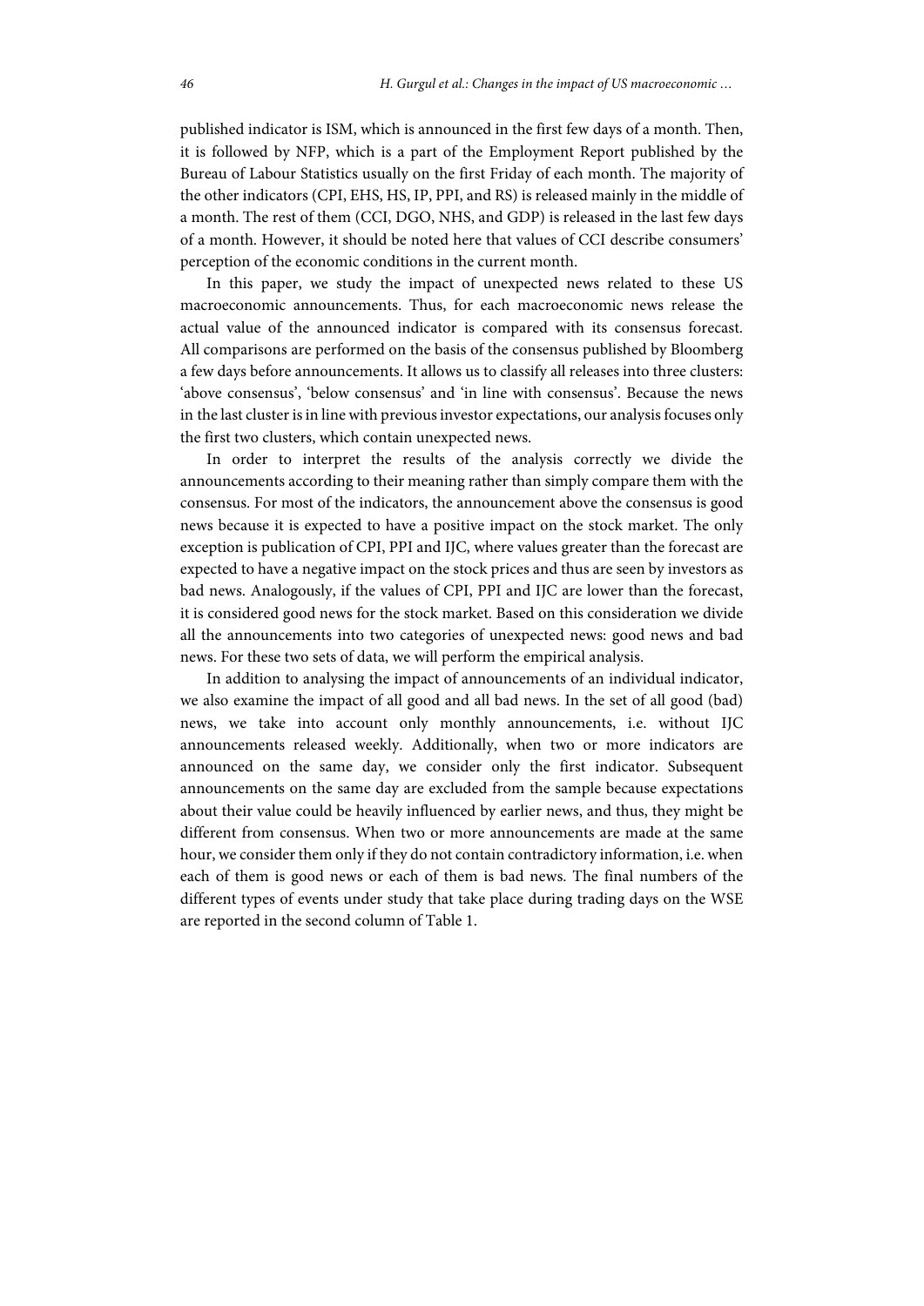published indicator is ISM, which is announced in the first few days of a month. Then, it is followed by NFP, which is a part of the Employment Report published by the Bureau of Labour Statistics usually on the first Friday of each month. The majority of the other indicators (CPI, EHS, HS, IP, PPI, and RS) is released mainly in the middle of a month. The rest of them (CCI, DGO, NHS, and GDP) is released in the last few days of a month. However, it should be noted here that values of CCI describe consumers' perception of the economic conditions in the current month.

In this paper, we study the impact of unexpected news related to these US macroeconomic announcements. Thus, for each macroeconomic news release the actual value of the announced indicator is compared with its consensus forecast. All comparisons are performed on the basis of the consensus published by Bloomberg a few days before announcements. It allows us to classify all releases into three clusters: 'above consensus', 'below consensus' and 'in line with consensus'. Because the news in the last cluster is in line with previous investor expectations, our analysis focuses only the first two clusters, which contain unexpected news.

In order to interpret the results of the analysis correctly we divide the announcements according to their meaning rather than simply compare them with the consensus. For most of the indicators, the announcement above the consensus is good news because it is expected to have a positive impact on the stock market. The only exception is publication of CPI, PPI and IJC, where values greater than the forecast are expected to have a negative impact on the stock prices and thus are seen by investors as bad news. Analogously, if the values of CPI, PPI and IJC are lower than the forecast, it is considered good news for the stock market. Based on this consideration we divide all the announcements into two categories of unexpected news: good news and bad news. For these two sets of data, we will perform the empirical analysis.

In addition to analysing the impact of announcements of an individual indicator, we also examine the impact of all good and all bad news. In the set of all good (bad) news, we take into account only monthly announcements, i.e. without IJC announcements released weekly. Additionally, when two or more indicators are announced on the same day, we consider only the first indicator. Subsequent announcements on the same day are excluded from the sample because expectations about their value could be heavily influenced by earlier news, and thus, they might be different from consensus. When two or more announcements are made at the same hour, we consider them only if they do not contain contradictory information, i.e. when each of them is good news or each of them is bad news. The final numbers of the different types of events under study that take place during trading days on the WSE are reported in the second column of Table 1.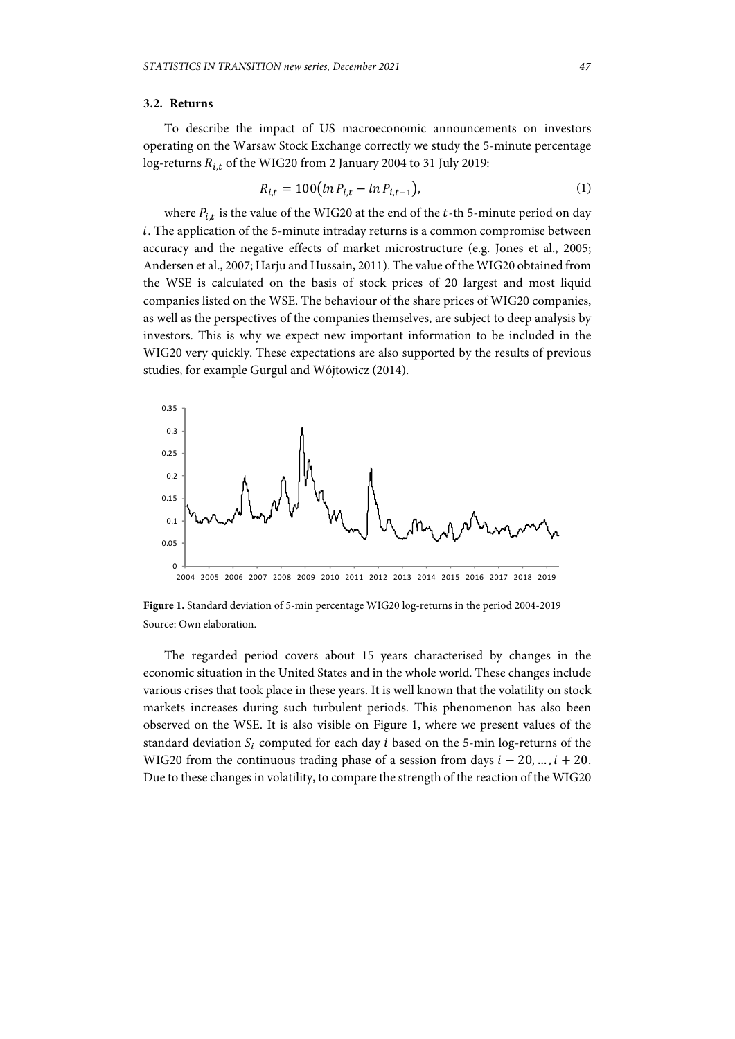### 3.2. Returns

To describe the impact of US macroeconomic announcements on investors operating on the Warsaw Stock Exchange correctly we study the 5-minute percentage log-returns $R_{i,t}$ of the WIG20 from 2 January 2004 to 31 July 2019:

$$R_{i,t} = 100(\ln P_{i,t} - \ln P_{i,t-1}), \tag{1}$$

where $P_{i,t}$ is the value of the WIG20 at the end of the $t$-th 5-minute period on day $i$. The application of the 5-minute intraday returns is a common compromise between accuracy and the negative effects of market microstructure (e.g. Jones et al., 2005; Andersen et al., 2007; Harju and Hussain, 2011). The value of the WIG20 obtained from the WSE is calculated on the basis of stock prices of 20 largest and most liquid companies listed on the WSE. The behaviour of the share prices of WIG20 companies, as well as the perspectives of the companies themselves, are subject to deep analysis by investors. This is why we expect new important information to be included in the WIG20 very quickly. These expectations are also supported by the results of previous studies, for example Gurgul and Wójtowicz (2014).

**Figure 1.** Standard deviation of 5-min percentage WIG20 log-returns in the period 2004-2019
Source: Own elaboration.

The regarded period covers about 15 years characterised by changes in the economic situation in the United States and in the whole world. These changes include various crises that took place in these years. It is well known that the volatility on stock markets increases during such turbulent periods. This phenomenon has also been observed on the WSE. It is also visible on Figure 1, where we present values of the standard deviation $S_i$ computed for each day $i$ based on the 5-min log-returns of the WIG20 from the continuous trading phase of a session from days $i - 20, \dots, i + 20$. Due to these changes in volatility, to compare the strength of the reaction of the WIG20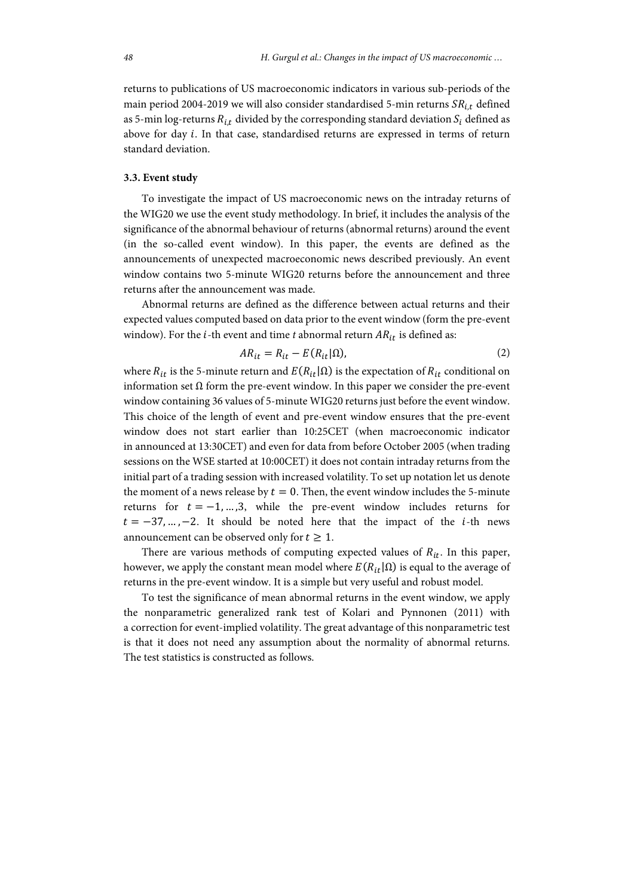returns to publications of US macroeconomic indicators in various sub-periods of the main period 2004-2019 we will also consider standardised 5-min returns $SR_{i,t}$ defined as 5-min log-returns $R_{i,t}$ divided by the corresponding standard deviation $S_i$ defined as above for day $i$. In that case, standardised returns are expressed in terms of return standard deviation.

### 3.3. Event study

To investigate the impact of US macroeconomic news on the intraday returns of the WIG20 we use the event study methodology. In brief, it includes the analysis of the significance of the abnormal behaviour of returns (abnormal returns) around the event (in the so-called event window). In this paper, the events are defined as the announcements of unexpected macroeconomic news described previously. An event window contains two 5-minute WIG20 returns before the announcement and three returns after the announcement was made.

Abnormal returns are defined as the difference between actual returns and their expected values computed based on data prior to the event window (form the pre-event window). For the $i$-th event and time $t$ abnormal return $AR_{it}$ is defined as:

$$AR_{it} = R_{it} - E(R_{it}|\Omega), \tag{2}$$

where $R_{it}$ is the 5-minute return and $E(R_{it}|\Omega)$ is the expectation of $R_{it}$ conditional on information set $\Omega$ form the pre-event window. In this paper we consider the pre-event window containing 36 values of 5-minute WIG20 returns just before the event window. This choice of the length of event and pre-event window ensures that the pre-event window does not start earlier than 10:25CET (when macroeconomic indicator in announced at 13:30CET) and even for data from before October 2005 (when trading sessions on the WSE started at 10:00CET) it does not contain intraday returns from the initial part of a trading session with increased volatility. To set up notation let us denote the moment of a news release by $t = 0$. Then, the event window includes the 5-minute returns for $t = -1, \dots, 3$, while the pre-event window includes returns for $t = -37, \dots, -2$. It should be noted here that the impact of the $i$-th news announcement can be observed only for $t \geq 1$.

There are various methods of computing expected values of $R_{it}$. In this paper, however, we apply the constant mean model where $E(R_{it}|\Omega)$ is equal to the average of returns in the pre-event window. It is a simple but very useful and robust model.

To test the significance of mean abnormal returns in the event window, we apply the nonparametric generalized rank test of Kolari and Pynnonen (2011) with a correction for event-implied volatility. The great advantage of this nonparametric test is that it does not need any assumption about the normality of abnormal returns. The test statistics is constructed as follows.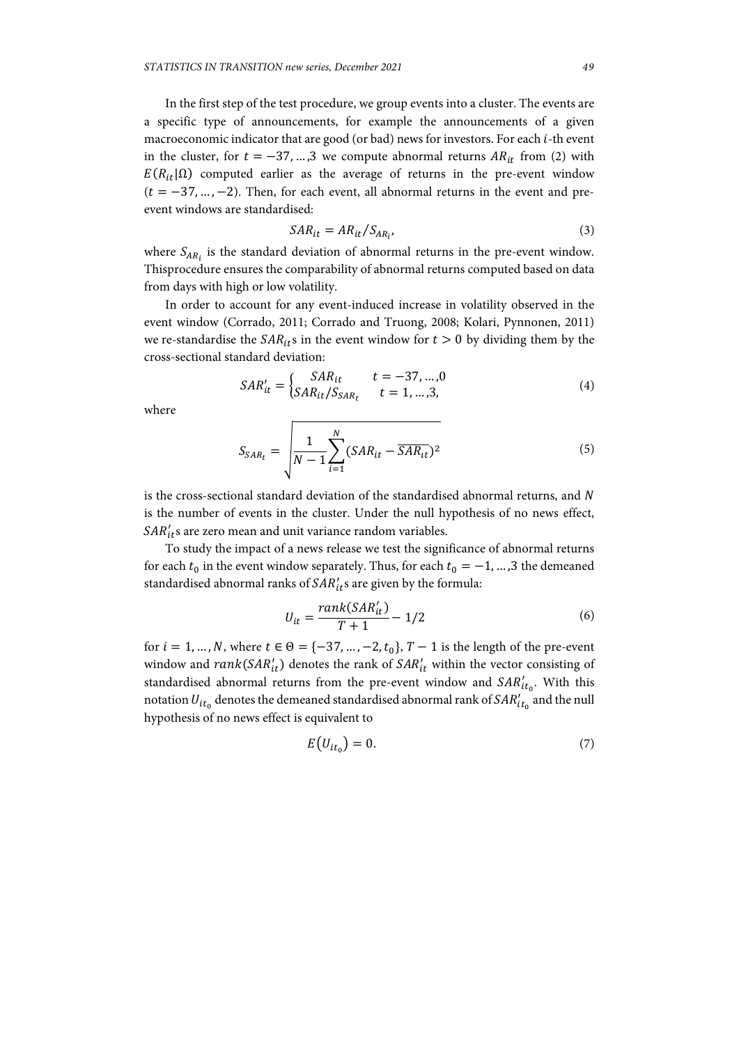In the first step of the test procedure, we group events into a cluster. The events are a specific type of announcements, for example the announcements of a given macroeconomic indicator that are good (or bad) news for investors. For each $i$-th event in the cluster, for $t = -37, \dots, 3$ we compute abnormal returns $AR_{it}$ from (2) with $E(R_{it}|\Omega)$ computed earlier as the average of returns in the pre-event window $(t = -37, \dots, -2)$. Then, for each event, all abnormal returns in the event and pre-event windows are standardised:

$$SAR_{it} = AR_{it} / S_{AR_i}, \tag{3}$$

where $S_{AR_i}$ is the standard deviation of abnormal returns in the pre-event window. Thisprocedure ensures the comparability of abnormal returns computed based on data from days with high or low volatility.

In order to account for any event-induced increase in volatility observed in the event window (Corrado, 2011; Corrado and Truong, 2008; Kolari, Pynnonen, 2011) we re-standardise the $SAR_{it}$s in the event window for $t > 0$ by dividing them by the cross-sectional standard deviation:

$$SAR'_{it} = \begin{cases} SAR_{it} & t = -37, \dots, 0 \\ SAR_{it} / S_{SAR_t} & t = 1, \dots, 3, \end{cases} \tag{4}$$

where

$$S_{SAR_t} = \sqrt{\frac{1}{N-1} \sum_{i=1}^{N} (SAR_{it} - \overline{SAR_{it}})^2} \tag{5}$$

is the cross-sectional standard deviation of the standardised abnormal returns, and $N$ is the number of events in the cluster. Under the null hypothesis of no news effect, $SAR'_{it}$s are zero mean and unit variance random variables.

To study the impact of a news release we test the significance of abnormal returns for each $t_0$ in the event window separately. Thus, for each $t_0 = -1, \dots, 3$ the demeaned standardised abnormal ranks of $SAR'_{it}$s are given by the formula:

$$U_{it} = \frac{rank(SAR'_{it})}{T+1} - 1/2 \tag{6}$$

for $i = 1, \dots, N$, where $t \in \Theta = \{-37, \dots, -2, t_0\}$, $T - 1$ is the length of the pre-event window and $rank(SAR'_{it})$ denotes the rank of $SAR'_{it}$ within the vector consisting of standardised abnormal returns from the pre-event window and $SAR'_{it_0}$. With this notation $U_{it_0}$ denotes the demeaned standardised abnormal rank of $SAR'_{it_0}$ and the null hypothesis of no news effect is equivalent to

$$E(U_{it_0}) = 0. \tag{7}$$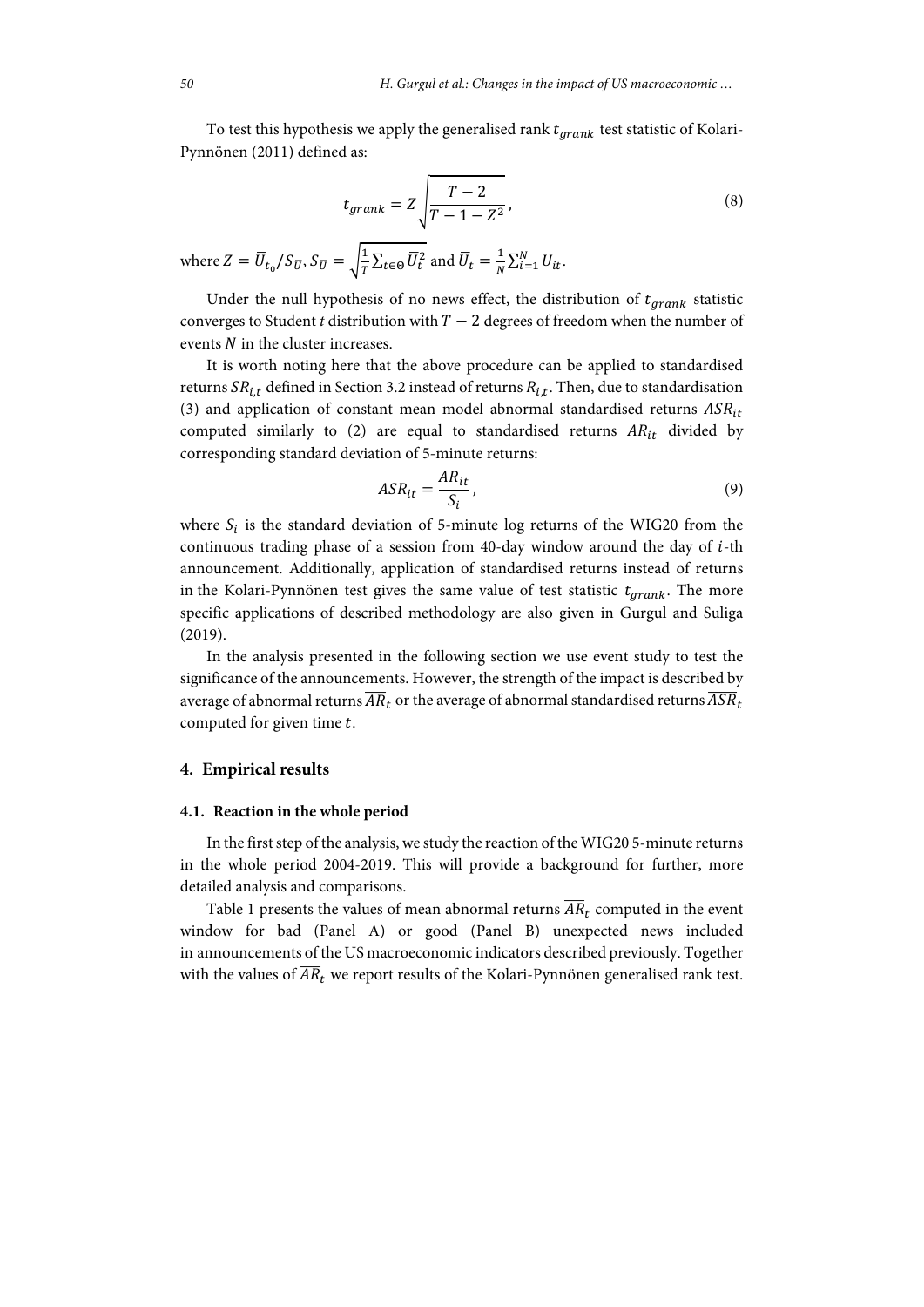To test this hypothesis we apply the generalised rank $t_{grank}$ test statistic of Kolari-Pynnönen (2011) defined as:

$$t_{grank} = Z\sqrt{\frac{T-2}{T-1-Z^2}}, \tag{8}$$

where $Z = \overline{U}_{t_0}/S_{\overline{U}}$, $S_{\overline{U}} = \sqrt{\frac{1}{T}\sum_{t\in\Theta}\overline{U}_t^2}$ and $\overline{U}_t = \frac{1}{N}\sum_{i=1}^{N} U_{it}$.

Under the null hypothesis of no news effect, the distribution of $t_{grank}$ statistic converges to Student *t* distribution with $T-2$ degrees of freedom when the number of events $N$ in the cluster increases.

It is worth noting here that the above procedure can be applied to standardised returns $SR_{i,t}$ defined in Section 3.2 instead of returns $R_{i,t}$. Then, due to standardisation (3) and application of constant mean model abnormal standardised returns $ASR_{it}$ computed similarly to (2) are equal to standardised returns $AR_{it}$ divided by corresponding standard deviation of 5-minute returns:

$$ASR_{it} = \frac{AR_{it}}{S_i}, \tag{9}$$

where $S_i$ is the standard deviation of 5-minute log returns of the WIG20 from the continuous trading phase of a session from 40-day window around the day of $i$-th announcement. Additionally, application of standardised returns instead of returns in the Kolari-Pynnönen test gives the same value of test statistic $t_{grank}$. The more specific applications of described methodology are also given in Gurgul and Suliga (2019).

In the analysis presented in the following section we use event study to test the significance of the announcements. However, the strength of the impact is described by average of abnormal returns $\overline{AR}_t$ or the average of abnormal standardised returns $\overline{ASR}_t$ computed for given time $t$.

## 4. Empirical results

### 4.1. Reaction in the whole period

In the first step of the analysis, we study the reaction of the WIG20 5-minute returns in the whole period 2004-2019. This will provide a background for further, more detailed analysis and comparisons.

Table 1 presents the values of mean abnormal returns $\overline{AR}_t$ computed in the event window for bad (Panel A) or good (Panel B) unexpected news included in announcements of the US macroeconomic indicators described previously. Together with the values of $\overline{AR}_t$ we report results of the Kolari-Pynnönen generalised rank test.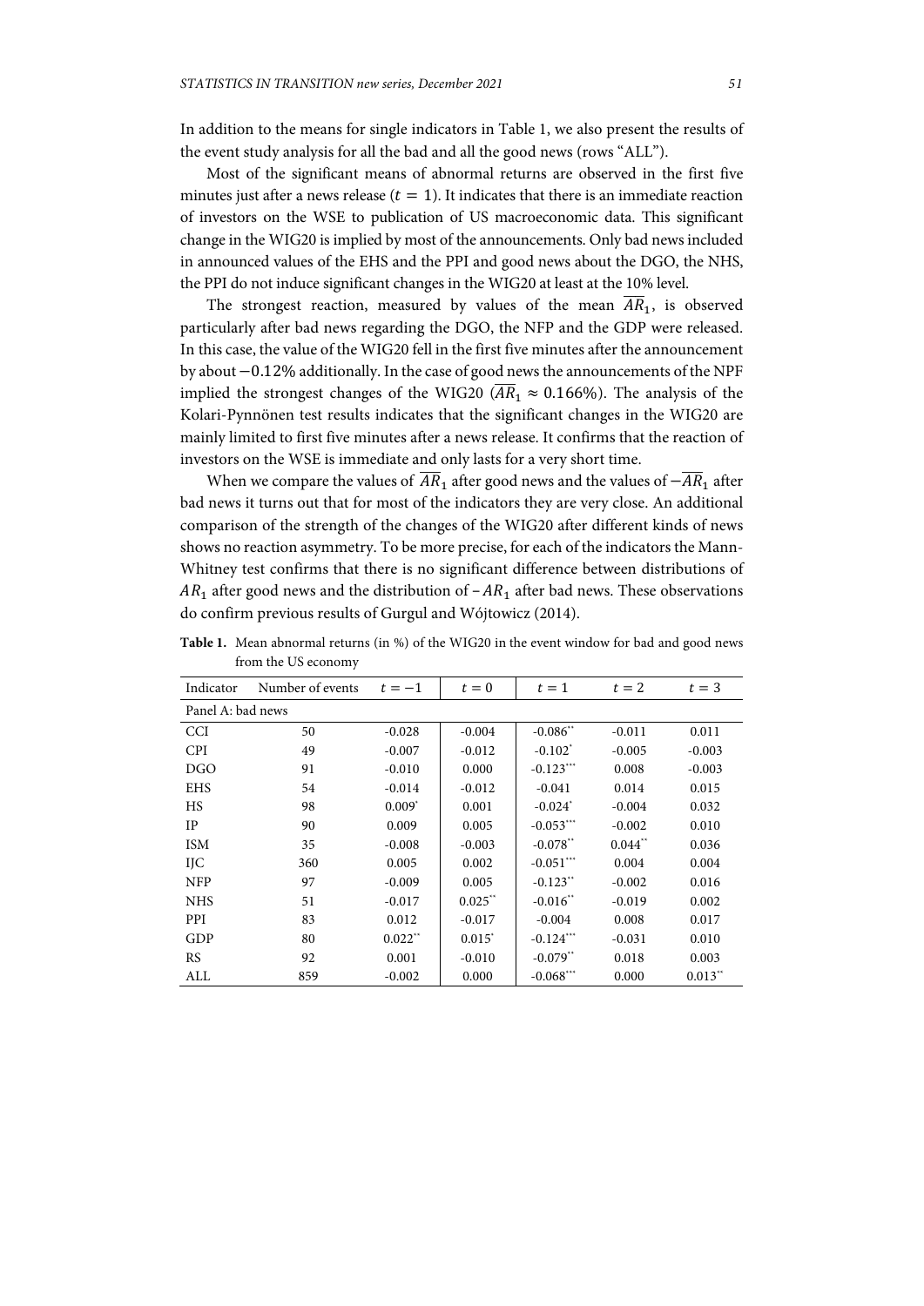In addition to the means for single indicators in Table 1, we also present the results of the event study analysis for all the bad and all the good news (rows "ALL").

Most of the significant means of abnormal returns are observed in the first five minutes just after a news release ($t = 1$). It indicates that there is an immediate reaction of investors on the WSE to publication of US macroeconomic data. This significant change in the WIG20 is implied by most of the announcements. Only bad news included in announced values of the EHS and the PPI and good news about the DGO, the NHS, the PPI do not induce significant changes in the WIG20 at least at the 10% level.

The strongest reaction, measured by values of the mean $\overline{AR}_1$, is observed particularly after bad news regarding the DGO, the NFP and the GDP were released. In this case, the value of the WIG20 fell in the first five minutes after the announcement by about $-0.12\%$ additionally. In the case of good news the announcements of the NPF implied the strongest changes of the WIG20 ($\overline{AR}_1 \approx 0.166\%$). The analysis of the Kolari-Pynnönen test results indicates that the significant changes in the WIG20 are mainly limited to first five minutes after a news release. It confirms that the reaction of investors on the WSE is immediate and only lasts for a very short time.

When we compare the values of $\overline{AR}_1$ after good news and the values of $-\overline{AR}_1$ after bad news it turns out that for most of the indicators they are very close. An additional comparison of the strength of the changes of the WIG20 after different kinds of news shows no reaction asymmetry. To be more precise, for each of the indicators the Mann-Whitney test confirms that there is no significant difference between distributions of $AR_1$ after good news and the distribution of $-AR_1$ after bad news. These observations do confirm previous results of Gurgul and Wójtowicz (2014).

**Table 1.** Mean abnormal returns (in %) of the WIG20 in the event window for bad and good news from the US economy

| Indicator | Number of events | $t = -1$ | $t = 0$ | $t = 1$ | $t = 2$ | $t = 3$ |
|---|---|---|---|---|---|---|
| Panel A: bad news | | | | | | |
| CCI | 50 | -0.028 | -0.004 | -0.086** | -0.011 | 0.011 |
| CPI | 49 | -0.007 | -0.012 | -0.102* | -0.005 | -0.003 |
| DGO | 91 | -0.010 | 0.000 | -0.123*** | 0.008 | -0.003 |
| EHS | 54 | -0.014 | -0.012 | -0.041 | 0.014 | 0.015 |
| HS | 98 | 0.009* | 0.001 | -0.024* | -0.004 | 0.032 |
| IP | 90 | 0.009 | 0.005 | -0.053*** | -0.002 | 0.010 |
| ISM | 35 | -0.008 | -0.003 | -0.078** | 0.044** | 0.036 |
| IJC | 360 | 0.005 | 0.002 | -0.051*** | 0.004 | 0.004 |
| NFP | 97 | -0.009 | 0.005 | -0.123** | -0.002 | 0.016 |
| NHS | 51 | -0.017 | 0.025** | -0.016** | -0.019 | 0.002 |
| PPI | 83 | 0.012 | -0.017 | -0.004 | 0.008 | 0.017 |
| GDP | 80 | 0.022** | 0.015* | -0.124*** | -0.031 | 0.010 |
| RS | 92 | 0.001 | -0.010 | -0.079** | 0.018 | 0.003 |
| ALL | 859 | -0.002 | 0.000 | -0.068*** | 0.000 | 0.013** |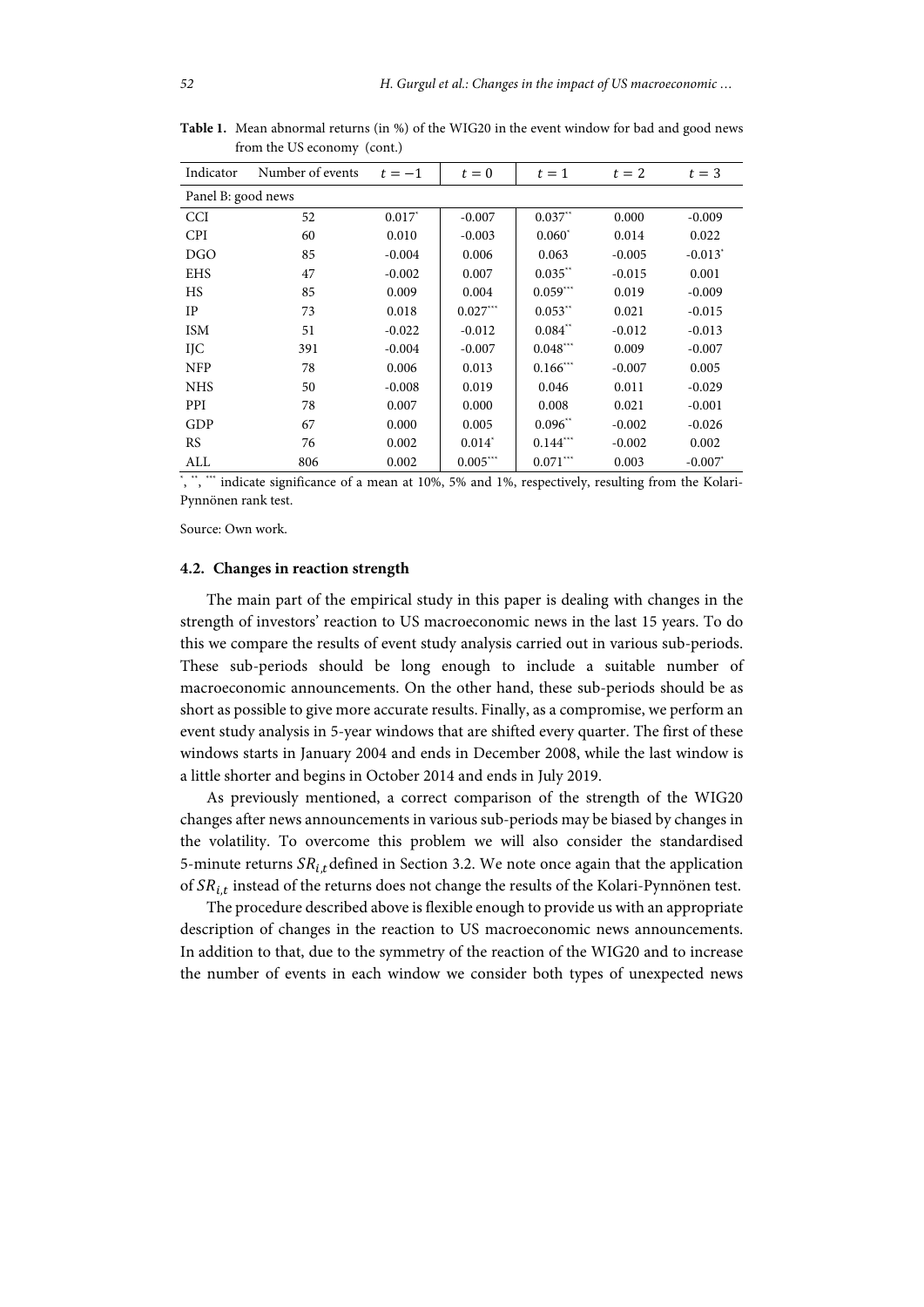**Table 1.** Mean abnormal returns (in %) of the WIG20 in the event window for bad and good news from the US economy (cont.)

| Indicator | Number of events | $t=-1$ | $t=0$ | $t=1$ | $t=2$ | $t=3$ |
|---|---|---|---|---|---|---|
| Panel B: good news | | | | | | |
| CCI | 52 | 0.017* | -0.007 | 0.037** | 0.000 | -0.009 |
| CPI | 60 | 0.010 | -0.003 | 0.060* | 0.014 | 0.022 |
| DGO | 85 | -0.004 | 0.006 | 0.063 | -0.005 | -0.013* |
| EHS | 47 | -0.002 | 0.007 | 0.035** | -0.015 | 0.001 |
| HS | 85 | 0.009 | 0.004 | 0.059*** | 0.019 | -0.009 |
| IP | 73 | 0.018 | 0.027*** | 0.053** | 0.021 | -0.015 |
| ISM | 51 | -0.022 | -0.012 | 0.084** | -0.012 | -0.013 |
| IJC | 391 | -0.004 | -0.007 | 0.048*** | 0.009 | -0.007 |
| NFP | 78 | 0.006 | 0.013 | 0.166*** | -0.007 | 0.005 |
| NHS | 50 | -0.008 | 0.019 | 0.046 | 0.011 | -0.029 |
| PPI | 78 | 0.007 | 0.000 | 0.008 | 0.021 | -0.001 |
| GDP | 67 | 0.000 | 0.005 | 0.096** | -0.002 | -0.026 |
| RS | 76 | 0.002 | 0.014* | 0.144*** | -0.002 | 0.002 |
| ALL | 806 | 0.002 | 0.005*** | 0.071*** | 0.003 | -0.007* |

*, **, *** indicate significance of a mean at 10%, 5% and 1%, respectively, resulting from the Kolari-Pynnönen rank test.

Source: Own work.

### 4.2. Changes in reaction strength

The main part of the empirical study in this paper is dealing with changes in the strength of investors' reaction to US macroeconomic news in the last 15 years. To do this we compare the results of event study analysis carried out in various sub-periods. These sub-periods should be long enough to include a suitable number of macroeconomic announcements. On the other hand, these sub-periods should be as short as possible to give more accurate results. Finally, as a compromise, we perform an event study analysis in 5-year windows that are shifted every quarter. The first of these windows starts in January 2004 and ends in December 2008, while the last window is a little shorter and begins in October 2014 and ends in July 2019.

As previously mentioned, a correct comparison of the strength of the WIG20 changes after news announcements in various sub-periods may be biased by changes in the volatility. To overcome this problem we will also consider the standardised 5-minute returns $SR_{i,t}$ defined in Section 3.2. We note once again that the application of $SR_{i,t}$ instead of the returns does not change the results of the Kolari-Pynnönen test.

The procedure described above is flexible enough to provide us with an appropriate description of changes in the reaction to US macroeconomic news announcements. In addition to that, due to the symmetry of the reaction of the WIG20 and to increase the number of events in each window we consider both types of unexpected news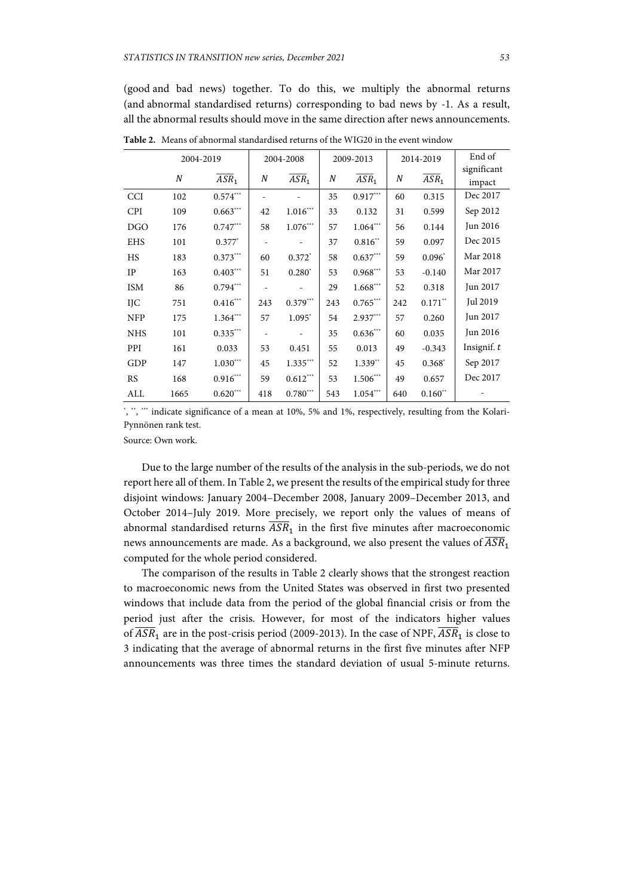(good and bad news) together. To do this, we multiply the abnormal returns (and abnormal standardised returns) corresponding to bad news by -1. As a result, all the abnormal results should move in the same direction after news announcements.

**Table 2.** Means of abnormal standardised returns of the WIG20 in the event window

| | 2004-2019 | | 2004-2008 | | 2009-2013 | | 2014-2019 | | End of significant impact |
|---|---|---|---|---|---|---|---|---|---|
| | $N$ | $\overline{ASR_1}$ | $N$ | $\overline{ASR_1}$ | $N$ | $\overline{ASR_1}$ | $N$ | $\overline{ASR_1}$ | |
| CCI | 102 | $0.574^{***}$ | - | - | 35 | $0.917^{***}$ | 60 | 0.315 | Dec 2017 |
| CPI | 109 | $0.663^{***}$ | 42 | $1.016^{***}$ | 33 | 0.132 | 31 | 0.599 | Sep 2012 |
| DGO | 176 | $0.747^{***}$ | 58 | $1.076^{***}$ | 57 | $1.064^{***}$ | 56 | 0.144 | Jun 2016 |
| EHS | 101 | $0.377^{*}$ | - | - | 37 | $0.816^{**}$ | 59 | 0.097 | Dec 2015 |
| HS | 183 | $0.373^{***}$ | 60 | $0.372^{*}$ | 58 | $0.637^{***}$ | 59 | $0.096^{*}$ | Mar 2018 |
| IP | 163 | $0.403^{***}$ | 51 | $0.280^{*}$ | 53 | $0.968^{***}$ | 53 | -0.140 | Mar 2017 |
| ISM | 86 | $0.794^{***}$ | - | - | 29 | $1.668^{***}$ | 52 | 0.318 | Jun 2017 |
| IJC | 751 | $0.416^{***}$ | 243 | $0.379^{***}$ | 243 | $0.765^{***}$ | 242 | $0.171^{**}$ | Jul 2019 |
| NFP | 175 | $1.364^{***}$ | 57 | $1.095^{*}$ | 54 | $2.937^{***}$ | 57 | 0.260 | Jun 2017 |
| NHS | 101 | $0.335^{***}$ | - | - | 35 | $0.636^{***}$ | 60 | 0.035 | Jun 2016 |
| PPI | 161 | 0.033 | 53 | 0.451 | 55 | 0.013 | 49 | -0.343 | Insignif. $t$ |
| GDP | 147 | $1.030^{***}$ | 45 | $1.335^{***}$ | 52 | $1.339^{**}$ | 45 | $0.368^{*}$ | Sep 2017 |
| RS | 168 | $0.916^{***}$ | 59 | $0.612^{***}$ | 53 | $1.506^{***}$ | 49 | 0.657 | Dec 2017 |
| ALL | 1665 | $0.620^{***}$ | 418 | $0.780^{***}$ | 543 | $1.054^{***}$ | 640 | $0.160^{**}$ | - |

$^{*}$, $^{**}$, $^{***}$ indicate significance of a mean at 10%, 5% and 1%, respectively, resulting from the Kolari-Pynnönen rank test.

Source: Own work.

Due to the large number of the results of the analysis in the sub-periods, we do not report here all of them. In Table 2, we present the results of the empirical study for three disjoint windows: January 2004–December 2008, January 2009–December 2013, and October 2014–July 2019. More precisely, we report only the values of means of abnormal standardised returns $\overline{ASR_1}$ in the first five minutes after macroeconomic news announcements are made. As a background, we also present the values of $\overline{ASR_1}$ computed for the whole period considered.

The comparison of the results in Table 2 clearly shows that the strongest reaction to macroeconomic news from the United States was observed in first two presented windows that include data from the period of the global financial crisis or from the period just after the crisis. However, for most of the indicators higher values of $\overline{ASR_1}$ are in the post-crisis period (2009-2013). In the case of NPF, $\overline{ASR_1}$ is close to 3 indicating that the average of abnormal returns in the first five minutes after NFP announcements was three times the standard deviation of usual 5-minute returns.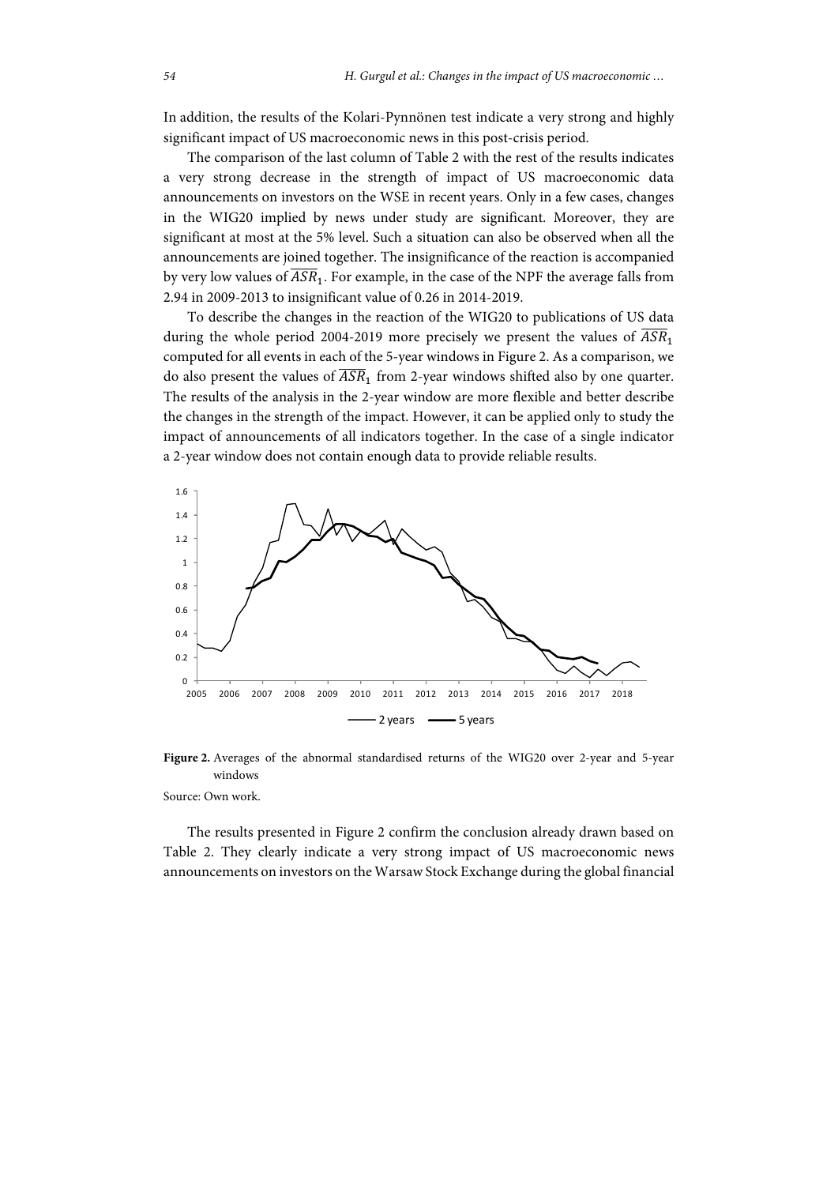In addition, the results of the Kolari-Pynnönen test indicate a very strong and highly significant impact of US macroeconomic news in this post-crisis period.

The comparison of the last column of Table 2 with the rest of the results indicates a very strong decrease in the strength of impact of US macroeconomic data announcements on investors on the WSE in recent years. Only in a few cases, changes in the WIG20 implied by news under study are significant. Moreover, they are significant at most at the 5% level. Such a situation can also be observed when all the announcements are joined together. The insignificance of the reaction is accompanied by very low values of $\overline{ASR}_1$. For example, in the case of the NPF the average falls from 2.94 in 2009-2013 to insignificant value of 0.26 in 2014-2019.

To describe the changes in the reaction of the WIG20 to publications of US data during the whole period 2004-2019 more precisely we present the values of $\overline{ASR}_1$ computed for all events in each of the 5-year windows in Figure 2. As a comparison, we do also present the values of $\overline{ASR}_1$ from 2-year windows shifted also by one quarter. The results of the analysis in the 2-year window are more flexible and better describe the changes in the strength of the impact. However, it can be applied only to study the impact of announcements of all indicators together. In the case of a single indicator a 2-year window does not contain enough data to provide reliable results.

**Figure 2.** Averages of the abnormal standardised returns of the WIG20 over 2-year and 5-year windows

Source: Own work.

The results presented in Figure 2 confirm the conclusion already drawn based on Table 2. They clearly indicate a very strong impact of US macroeconomic news announcements on investors on the Warsaw Stock Exchange during the global financial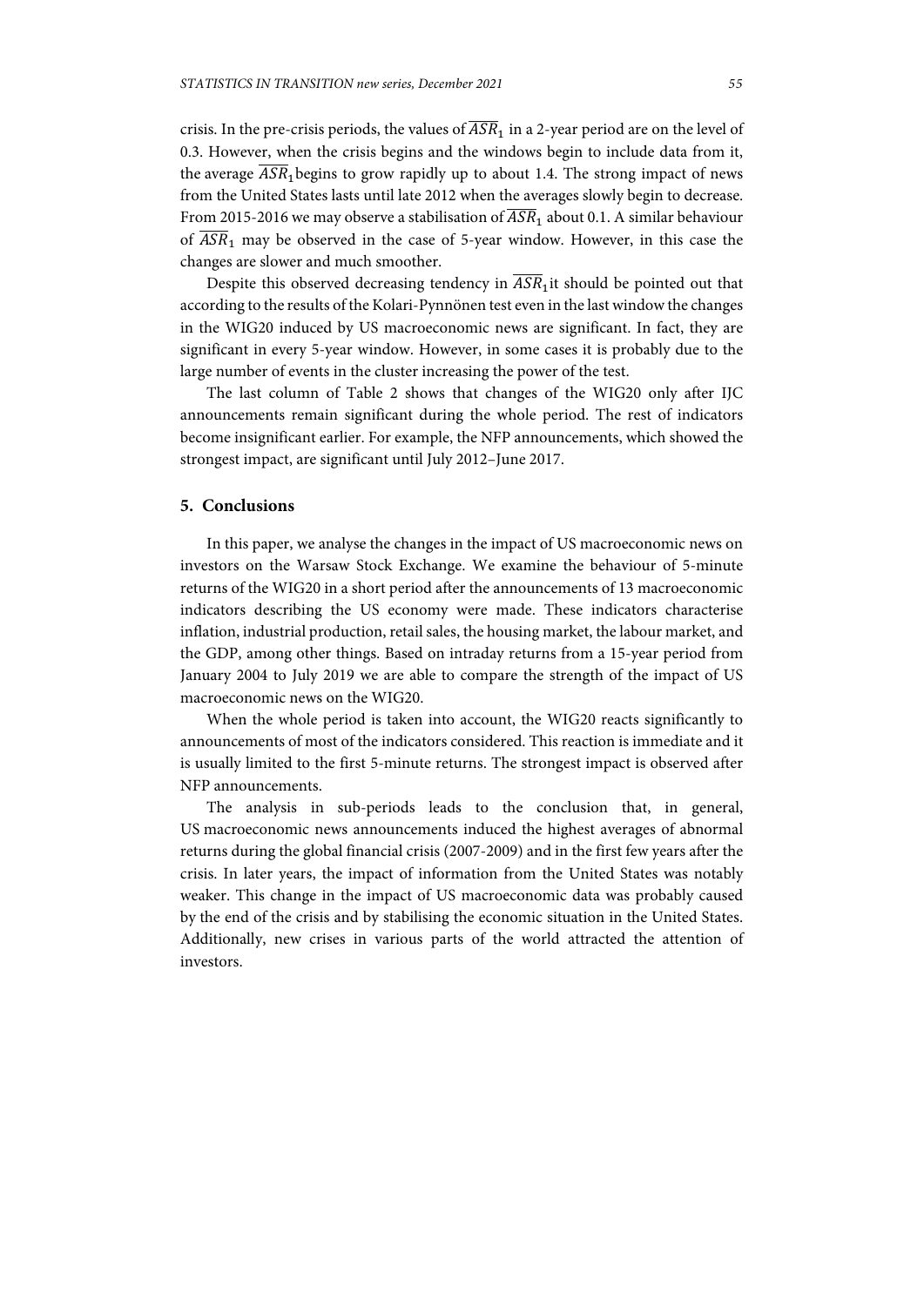crisis. In the pre-crisis periods, the values of $\overline{ASR}_1$ in a 2-year period are on the level of 0.3. However, when the crisis begins and the windows begin to include data from it, the average $\overline{ASR}_1$ begins to grow rapidly up to about 1.4. The strong impact of news from the United States lasts until late 2012 when the averages slowly begin to decrease. From 2015-2016 we may observe a stabilisation of $\overline{ASR}_1$ about 0.1. A similar behaviour of $\overline{ASR}_1$ may be observed in the case of 5-year window. However, in this case the changes are slower and much smoother.

Despite this observed decreasing tendency in $\overline{ASR}_1$ it should be pointed out that according to the results of the Kolari-Pynnönen test even in the last window the changes in the WIG20 induced by US macroeconomic news are significant. In fact, they are significant in every 5-year window. However, in some cases it is probably due to the large number of events in the cluster increasing the power of the test.

The last column of Table 2 shows that changes of the WIG20 only after IJC announcements remain significant during the whole period. The rest of indicators become insignificant earlier. For example, the NFP announcements, which showed the strongest impact, are significant until July 2012–June 2017.

## 5. Conclusions

In this paper, we analyse the changes in the impact of US macroeconomic news on investors on the Warsaw Stock Exchange. We examine the behaviour of 5-minute returns of the WIG20 in a short period after the announcements of 13 macroeconomic indicators describing the US economy were made. These indicators characterise inflation, industrial production, retail sales, the housing market, the labour market, and the GDP, among other things. Based on intraday returns from a 15-year period from January 2004 to July 2019 we are able to compare the strength of the impact of US macroeconomic news on the WIG20.

When the whole period is taken into account, the WIG20 reacts significantly to announcements of most of the indicators considered. This reaction is immediate and it is usually limited to the first 5-minute returns. The strongest impact is observed after NFP announcements.

The analysis in sub-periods leads to the conclusion that, in general, US macroeconomic news announcements induced the highest averages of abnormal returns during the global financial crisis (2007-2009) and in the first few years after the crisis. In later years, the impact of information from the United States was notably weaker. This change in the impact of US macroeconomic data was probably caused by the end of the crisis and by stabilising the economic situation in the United States. Additionally, new crises in various parts of the world attracted the attention of investors.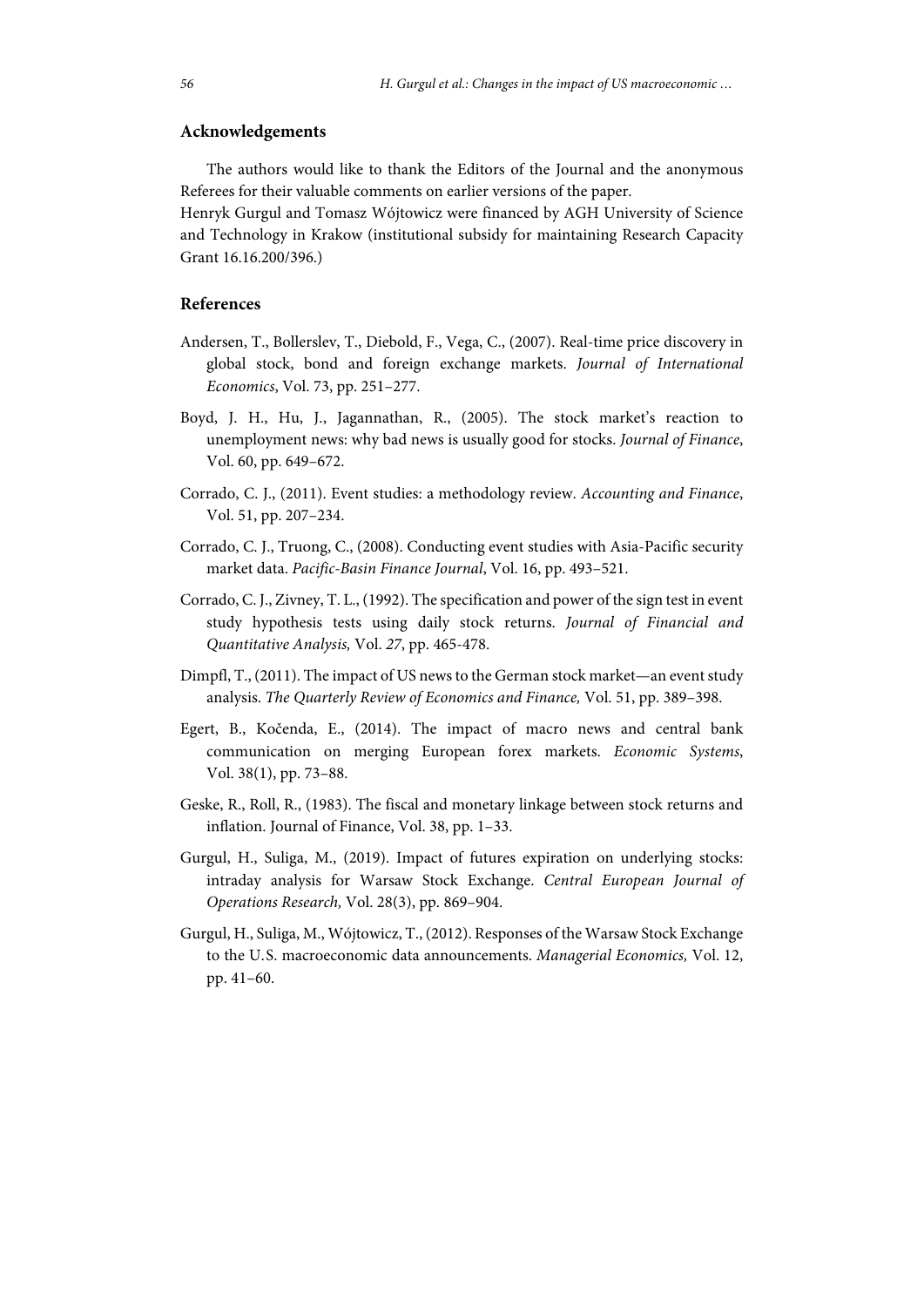## Acknowledgements

The authors would like to thank the Editors of the Journal and the anonymous Referees for their valuable comments on earlier versions of the paper.
Henryk Gurgul and Tomasz Wójtowicz were financed by AGH University of Science and Technology in Krakow (institutional subsidy for maintaining Research Capacity Grant 16.16.200/396.)

## References

Andersen, T., Bollerslev, T., Diebold, F., Vega, C., (2007). Real-time price discovery in global stock, bond and foreign exchange markets. *Journal of International Economics*, Vol. 73, pp. 251–277.

Boyd, J. H., Hu, J., Jagannathan, R., (2005). The stock market's reaction to unemployment news: why bad news is usually good for stocks. *Journal of Finance*, Vol. 60, pp. 649–672.

Corrado, C. J., (2011). Event studies: a methodology review. *Accounting and Finance*, Vol. 51, pp. 207–234.

Corrado, C. J., Truong, C., (2008). Conducting event studies with Asia-Pacific security market data. *Pacific-Basin Finance Journal*, Vol. 16, pp. 493–521.

Corrado, C. J., Zivney, T. L., (1992). The specification and power of the sign test in event study hypothesis tests using daily stock returns. *Journal of Financial and Quantitative Analysis,* Vol. *27*, pp. 465-478.

Dimpfl, T., (2011). The impact of US news to the German stock market—an event study analysis. *The Quarterly Review of Economics and Finance,* Vol. 51, pp. 389–398.

Egert, B., Kočenda, E., (2014). The impact of macro news and central bank communication on merging European forex markets. *Economic Systems*, Vol. 38(1), pp. 73–88.

Geske, R., Roll, R., (1983). The fiscal and monetary linkage between stock returns and inflation. Journal of Finance, Vol. 38, pp. 1–33.

Gurgul, H., Suliga, M., (2019). Impact of futures expiration on underlying stocks: intraday analysis for Warsaw Stock Exchange. *Central European Journal of Operations Research,* Vol. 28(3), pp. 869–904.

Gurgul, H., Suliga, M., Wójtowicz, T., (2012). Responses of the Warsaw Stock Exchange to the U.S. macroeconomic data announcements. *Managerial Economics,* Vol. 12, pp. 41–60.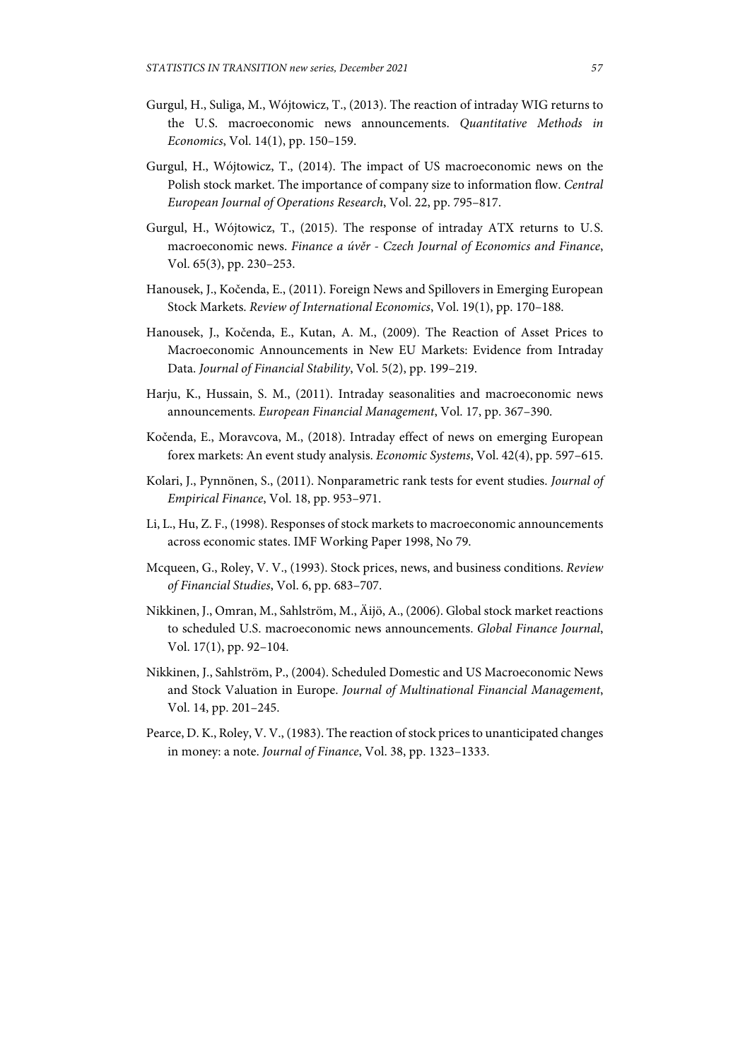Gurgul, H., Suliga, M., Wójtowicz, T., (2013). The reaction of intraday WIG returns to the U.S. macroeconomic news announcements. *Quantitative Methods in Economics*, Vol. 14(1), pp. 150–159.

Gurgul, H., Wójtowicz, T., (2014). The impact of US macroeconomic news on the Polish stock market. The importance of company size to information flow. *Central European Journal of Operations Research*, Vol. 22, pp. 795–817.

Gurgul, H., Wójtowicz, T., (2015). The response of intraday ATX returns to U.S. macroeconomic news. *Finance a úvěr - Czech Journal of Economics and Finance*, Vol. 65(3), pp. 230–253.

Hanousek, J., Kočenda, E., (2011). Foreign News and Spillovers in Emerging European Stock Markets. *Review of International Economics*, Vol. 19(1), pp. 170–188.

Hanousek, J., Kočenda, E., Kutan, A. M., (2009). The Reaction of Asset Prices to Macroeconomic Announcements in New EU Markets: Evidence from Intraday Data. *Journal of Financial Stability*, Vol. 5(2), pp. 199–219.

Harju, K., Hussain, S. M., (2011). Intraday seasonalities and macroeconomic news announcements. *European Financial Management*, Vol. 17, pp. 367–390.

Kočenda, E., Moravcova, M., (2018). Intraday effect of news on emerging European forex markets: An event study analysis. *Economic Systems*, Vol. 42(4), pp. 597–615.

Kolari, J., Pynnönen, S., (2011). Nonparametric rank tests for event studies. *Journal of Empirical Finance*, Vol. 18, pp. 953–971.

Li, L., Hu, Z. F., (1998). Responses of stock markets to macroeconomic announcements across economic states. IMF Working Paper 1998, No 79.

Mcqueen, G., Roley, V. V., (1993). Stock prices, news, and business conditions. *Review of Financial Studies*, Vol. 6, pp. 683–707.

Nikkinen, J., Omran, M., Sahlström, M., Äijö, A., (2006). Global stock market reactions to scheduled U.S. macroeconomic news announcements. *Global Finance Journal*, Vol. 17(1), pp. 92–104.

Nikkinen, J., Sahlström, P., (2004). Scheduled Domestic and US Macroeconomic News and Stock Valuation in Europe. *Journal of Multinational Financial Management*, Vol. 14, pp. 201–245.

Pearce, D. K., Roley, V. V., (1983). The reaction of stock prices to unanticipated changes in money: a note. *Journal of Finance*, Vol. 38, pp. 1323–1333.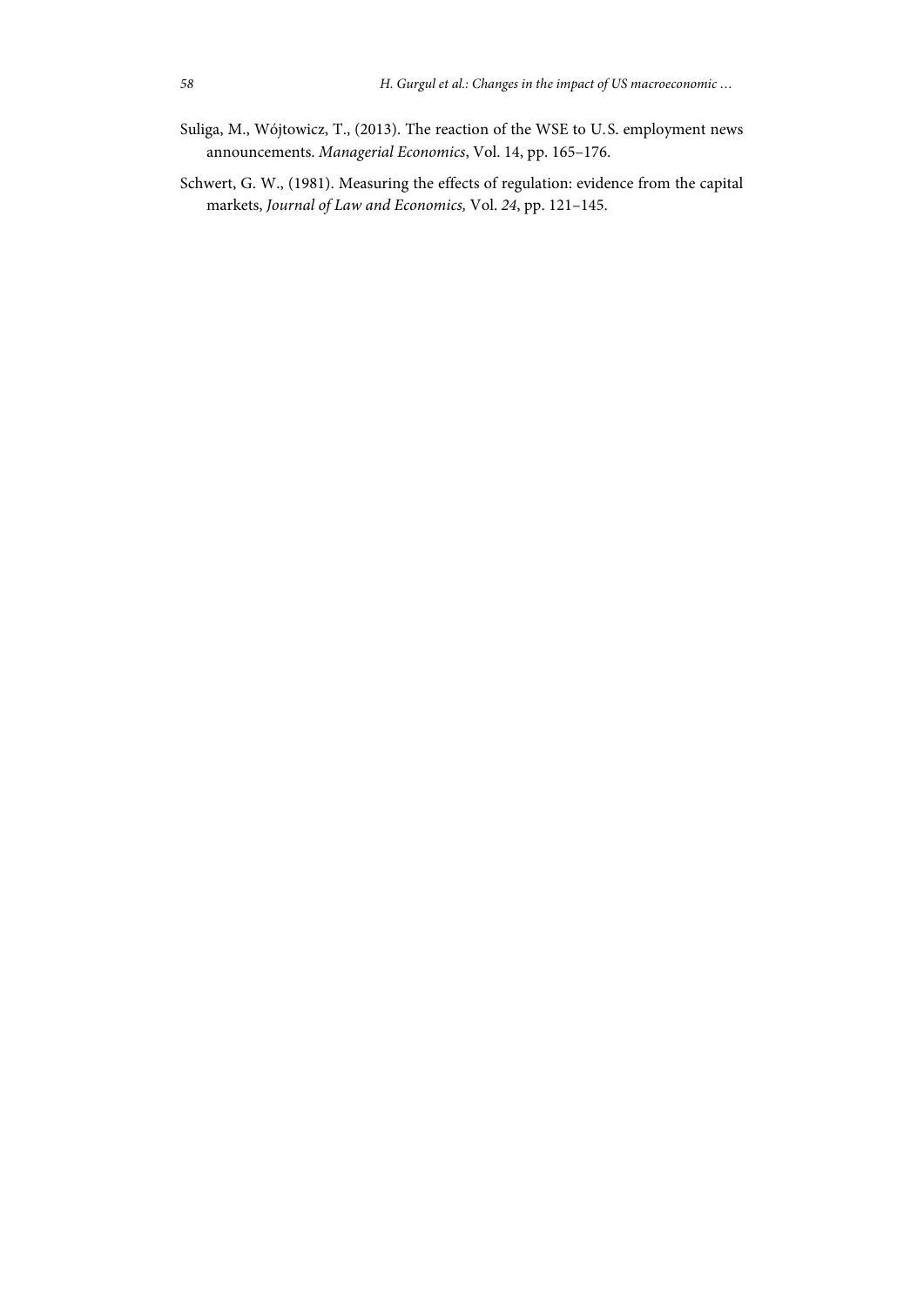Suliga, M., Wójtowicz, T., (2013). The reaction of the WSE to U.S. employment news announcements. *Managerial Economics*, Vol. 14, pp. 165–176.

Schwert, G. W., (1981). Measuring the effects of regulation: evidence from the capital markets, *Journal of Law and Economics,* Vol. *24*, pp. 121–145.